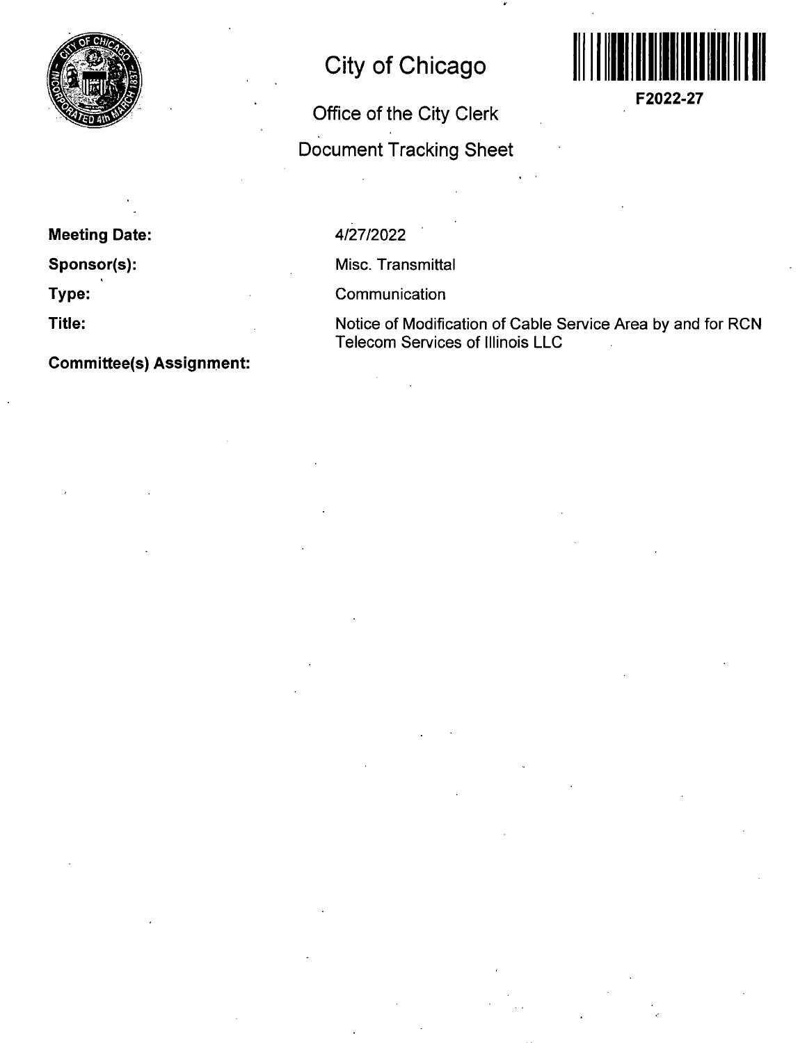# City of Chicago

## Office of the City Clerk

## Document Tracking Sheet

**F2022-27**

**Meeting Date:** 4/27/2022

**Sponsor(s):** Misc. Transmittal

**Type:** Communication

**Title:** Notice of Modification of Cable Service Area by and for RCN Telecom Services of Illinois LLC

**Committee(s) Assignment:**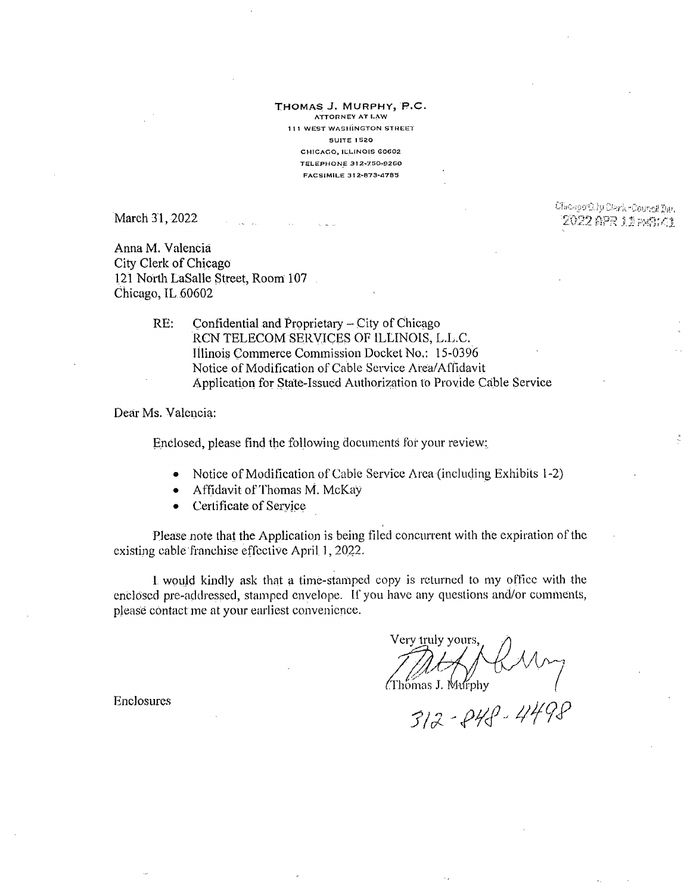**THOMAS J. MURPHY, P.C.**
ATTORNEY AT LAW
111 WEST WASHINGTON STREET
SUITE 1520
CHICAGO, ILLINOIS 60602
TELEPHONE 312-750-9260
FACSIMILE 312-873-4785

Chicago City Clerk - Council Div.
2022 APR 12 PM3:41

March 31, 2022

Anna M. Valencia
City Clerk of Chicago
121 North LaSalle Street, Room 107
Chicago, IL 60602

RE: Confidential and Proprietary – City of Chicago
RCN TELECOM SERVICES OF ILLINOIS, L.L.C.
Illinois Commerce Commission Docket No.: 15-0396
Notice of Modification of Cable Service Area/Affidavit
Application for State-Issued Authorization to Provide Cable Service

Dear Ms. Valencia:

Enclosed, please find the following documents for your review:

- Notice of Modification of Cable Service Area (including Exhibits 1-2)
- Affidavit of Thomas M. McKay
- Certificate of Service

Please note that the Application is being filed concurrent with the expiration of the existing cable franchise effective April 1, 2022.

I would kindly ask that a time-stamped copy is returned to my office with the enclosed pre-addressed, stamped envelope. If you have any questions and/or comments, please contact me at your earliest convenience.

Very truly yours,

Thomas J. Murphy

312-848-4498

Enclosures